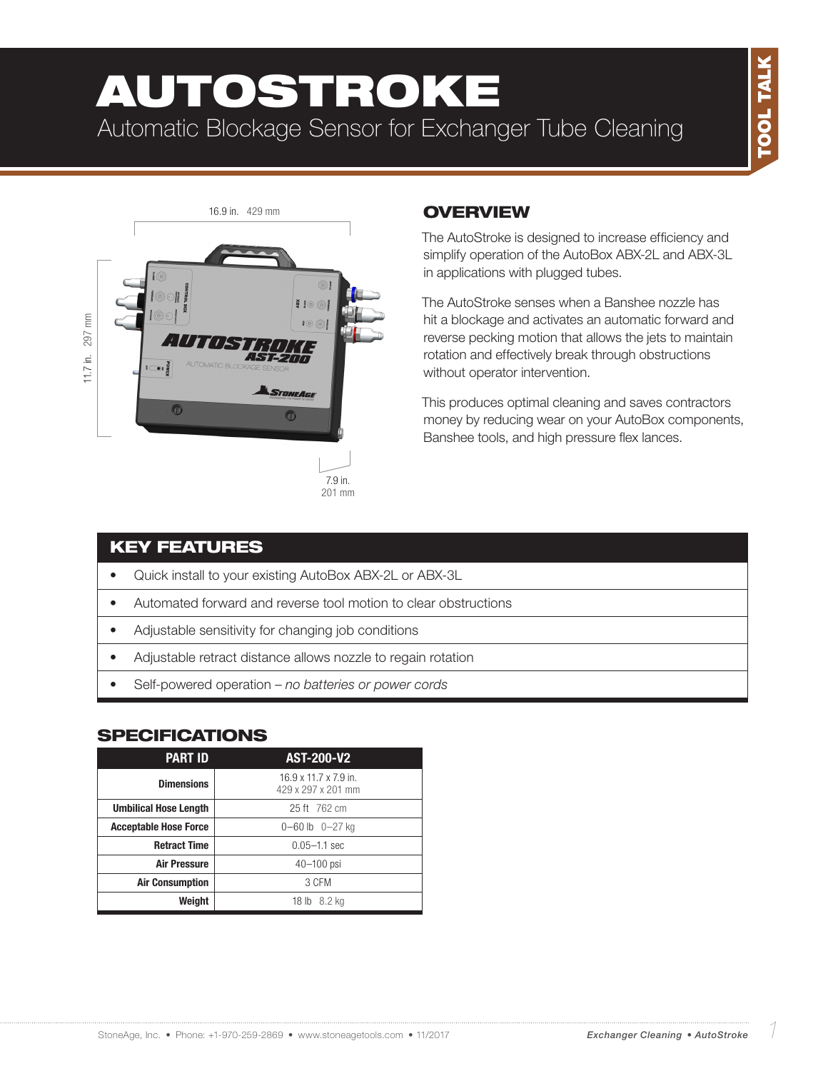# AUTOSTROKE

Automatic Blockage Sensor for Exchanger Tube Cleaning

TOOL TALK

16.9 in. 429 mm

11.7 in. 297 mm

7.9 in. 201 mm

## OVERVIEW

The AutoStroke is designed to increase efficiency and simplify operation of the AutoBox ABX-2L and ABX-3L in applications with plugged tubes.

The AutoStroke senses when a Banshee nozzle has hit a blockage and activates an automatic forward and reverse pecking motion that allows the jets to maintain rotation and effectively break through obstructions without operator intervention.

This produces optimal cleaning and saves contractors money by reducing wear on your AutoBox components, Banshee tools, and high pressure flex lances.

## KEY FEATURES

- Quick install to your existing AutoBox ABX-2L or ABX-3L
- Automated forward and reverse tool motion to clear obstructions
- Adjustable sensitivity for changing job conditions
- Adjustable retract distance allows nozzle to regain rotation
- Self-powered operation – *no batteries or power cords*

## SPECIFICATIONS

| PART ID | AST-200-V2 |
|---|---|
| **Dimensions** | 16.9 x 11.7 x 7.9 in.<br>429 x 297 x 201 mm |
| **Umbilical Hose Length** | 25 ft 762 cm |
| **Acceptable Hose Force** | 0–60 lb 0–27 kg |
| **Retract Time** | 0.05–1.1 sec |
| **Air Pressure** | 40–100 psi |
| **Air Consumption** | 3 CFM |
| **Weight** | 18 lb 8.2 kg |

StoneAge, Inc. • Phone: +1-970-259-2869 • www.stoneagetools.com • 11/2017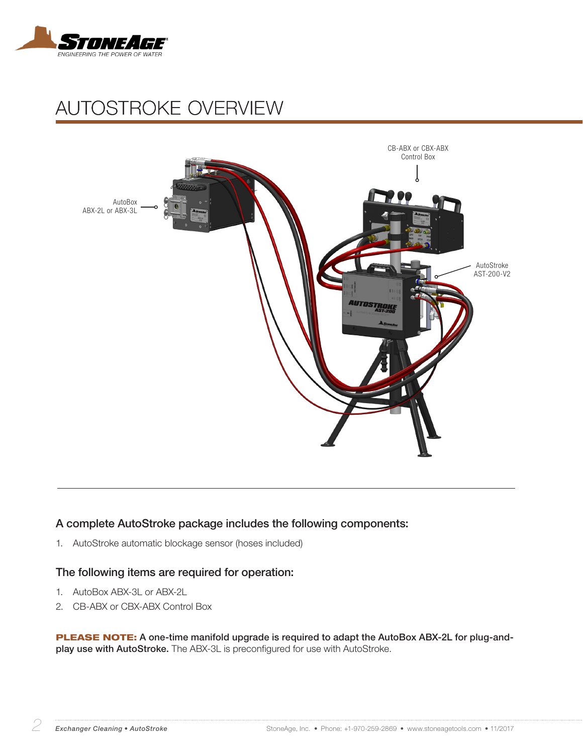# AUTOSTROKE OVERVIEW

CB-ABX or CBX-ABX Control Box

AutoBox ABX-2L or ABX-3L

AutoStroke AST-200-V2

### A complete AutoStroke package includes the following components:

1. AutoStroke automatic blockage sensor (hoses included)

### The following items are required for operation:

1. AutoBox ABX-3L or ABX-2L
2. CB-ABX or CBX-ABX Control Box

**PLEASE NOTE: A one-time manifold upgrade is required to adapt the AutoBox ABX-2L for plug-and-play use with AutoStroke.** The ABX-3L is preconfigured for use with AutoStroke.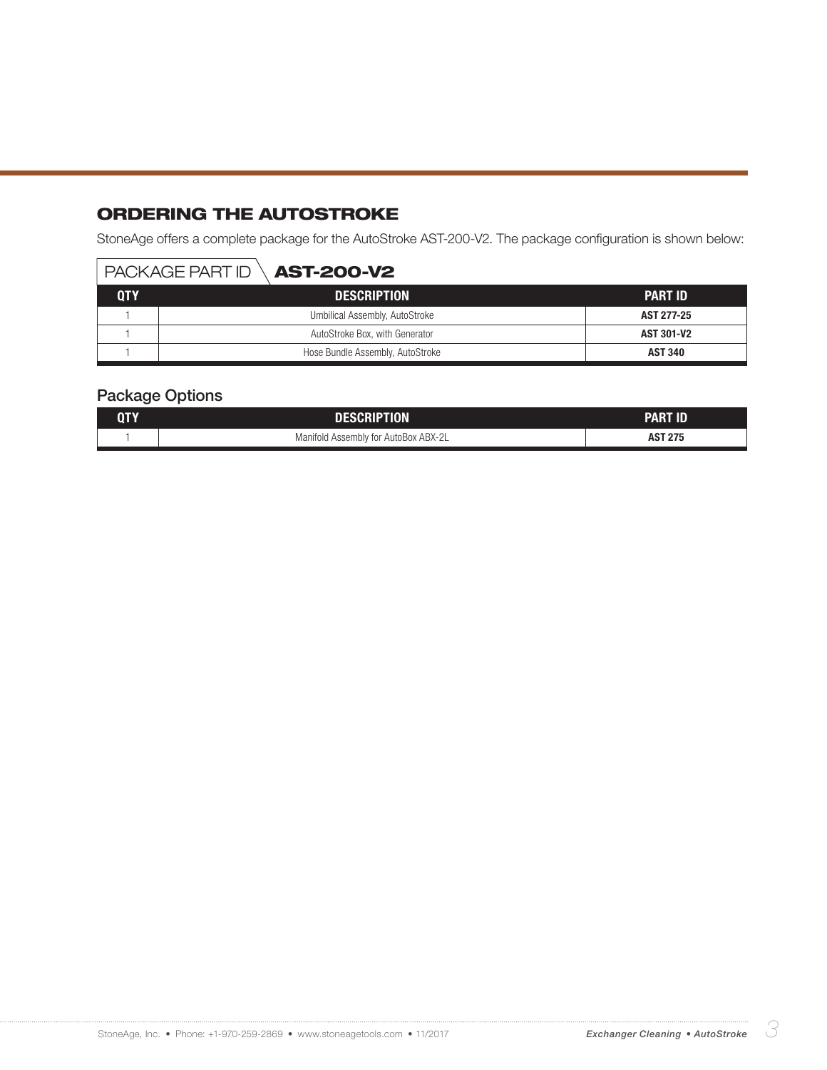## ORDERING THE AUTOSTROKE

StoneAge offers a complete package for the AutoStroke AST-200-V2. The package configuration is shown below:

PACKAGE PART ID **AST-200-V2**

| QTY | DESCRIPTION | PART ID |
|---|---|---|
| 1 | Umbilical Assembly, AutoStroke | **AST 277-25** |
| 1 | AutoStroke Box, with Generator | **AST 301-V2** |
| 1 | Hose Bundle Assembly, AutoStroke | **AST 340** |

### Package Options

| QTY | DESCRIPTION | PART ID |
|---|---|---|
| 1 | Manifold Assembly for AutoBox ABX-2L | **AST 275** |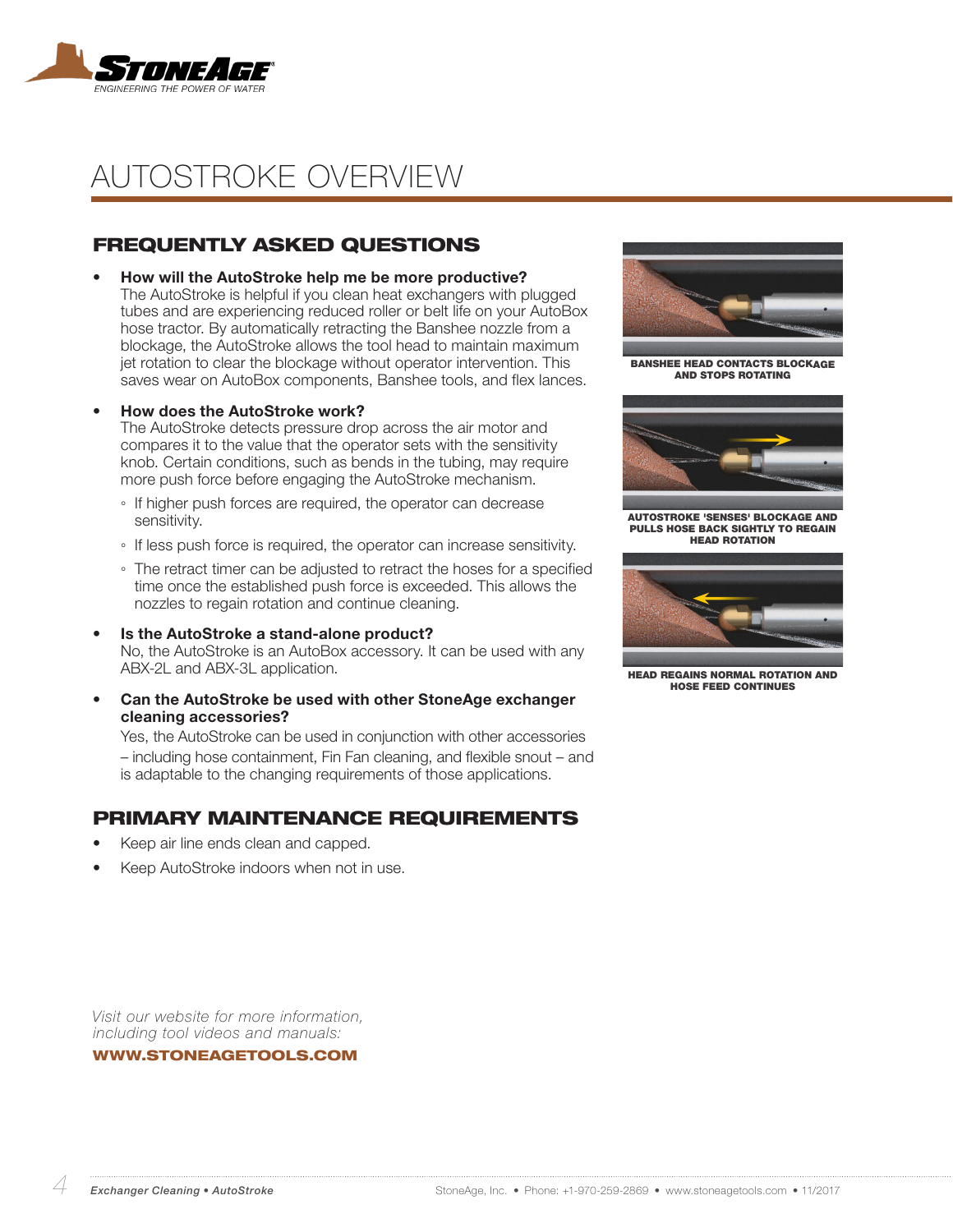# AUTOSTROKE OVERVIEW

## FREQUENTLY ASKED QUESTIONS

- **How will the AutoStroke help me be more productive?**
  The AutoStroke is helpful if you clean heat exchangers with plugged tubes and are experiencing reduced roller or belt life on your AutoBox hose tractor. By automatically retracting the Banshee nozzle from a blockage, the AutoStroke allows the tool head to maintain maximum jet rotation to clear the blockage without operator intervention. This saves wear on AutoBox components, Banshee tools, and flex lances.

- **How does the AutoStroke work?**
  The AutoStroke detects pressure drop across the air motor and compares it to the value that the operator sets with the sensitivity knob. Certain conditions, such as bends in the tubing, may require more push force before engaging the AutoStroke mechanism.
  - If higher push forces are required, the operator can decrease sensitivity.
  - If less push force is required, the operator can increase sensitivity.
  - The retract timer can be adjusted to retract the hoses for a specified time once the established push force is exceeded. This allows the nozzles to regain rotation and continue cleaning.

- **Is the AutoStroke a stand-alone product?**
  No, the AutoStroke is an AutoBox accessory. It can be used with any ABX-2L and ABX-3L application.

- **Can the AutoStroke be used with other StoneAge exchanger cleaning accessories?**
  Yes, the AutoStroke can be used in conjunction with other accessories – including hose containment, Fin Fan cleaning, and flexible snout – and is adaptable to the changing requirements of those applications.

BANSHEE HEAD CONTACTS BLOCKAGE AND STOPS ROTATING

AUTOSTROKE 'SENSES' BLOCKAGE AND PULLS HOSE BACK SIGHTLY TO REGAIN HEAD ROTATION

HEAD REGAINS NORMAL ROTATION AND HOSE FEED CONTINUES

## PRIMARY MAINTENANCE REQUIREMENTS

- Keep air line ends clean and capped.
- Keep AutoStroke indoors when not in use.

*Visit our website for more information, including tool videos and manuals:*

**WWW.STONEAGETOOLS.COM**